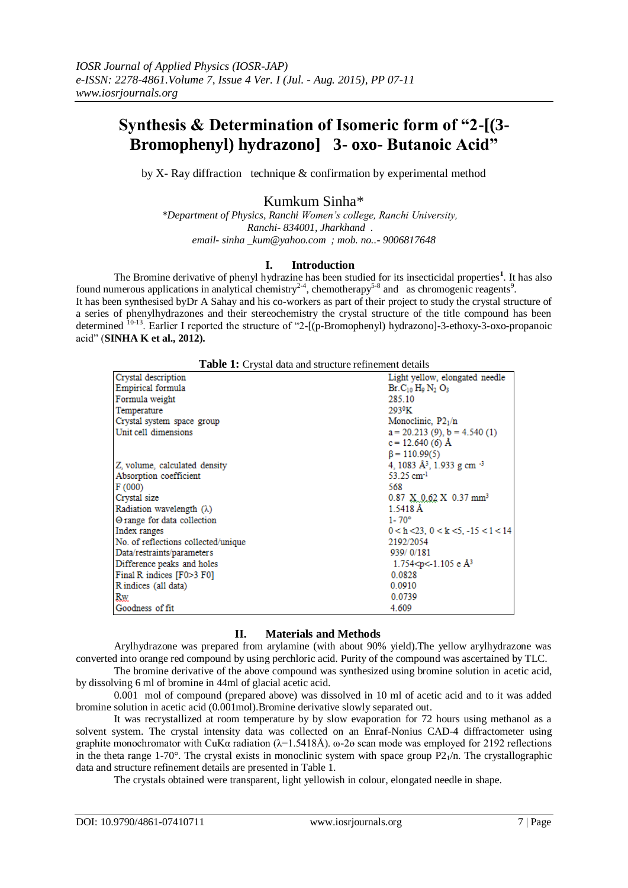# Synthesis & Determination of Isomeric form of "2-[(3-Bromophenyl) hydrazono] 3- oxo- Butanoic Acid"

by X- Ray diffraction technique & confirmation by experimental method

## Kumkum Sinha*

*\*Department of Physics, Ranchi Women's college, Ranchi University, Ranchi- 834001, Jharkhand .*
*email- sinha _kum@yahoo.com ; mob. no..- 9006817648*

## I. Introduction

The Bromine derivative of phenyl hydrazine has been studied for its insecticidal properties[1]. It has also found numerous applications in analytical chemistry[2-4], chemotherapy[5-8] and as chromogenic reagents[9].
It has been synthesised byDr A Sahay and his co-workers as part of their project to study the crystal structure of a series of phenylhydrazones and their stereochemistry the crystal structure of the title compound has been determined [10-13]. Earlier I reported the structure of "2-[(p-Bromophenyl) hydrazono]-3-ethoxy-3-oxo-propanoic acid" (**SINHA K et al., 2012).**

**Table 1:** Crystal data and structure refinement details

| | |
|---|---|
| Crystal description | Light yellow, elongated needle |
| Empirical formula | $Br.C_{10}H_9N_2O_3$ |
| Formula weight | 285.10 |
| Temperature | 293$^0$K |
| Crystal system space group | Monoclinic, $P2_1/n$ |
| Unit cell dimensions | a = 20.213 (9), b = 4.540 (1)<br>c = 12.640 (6) Å<br>β = 110.99(5) |
| Z, volume, calculated density | 4, 1083 Å$^3$, 1.933 g cm$^{-3}$ |
| Absorption coefficient | 53.25 cm$^{-1}$ |
| F (000) | 568 |
| Crystal size | 0.87 X 0.62 X 0.37 mm$^3$ |
| Radiation wavelength (λ) | 1.5418 Å |
| Θ range for data collection | 1- 70° |
| Index ranges | 0 < h <23, 0 < k <5, -15 < l < 14 |
| No. of reflections collected/unique | 2192/2054 |
| Data/restraints/parameters | 939/ 0/181 |
| Difference peaks and holes | 1.754<p<-1.105 e Å$^3$ |
| Final R indices [F0>3 F0] | 0.0828 |
| R indices (all data) | 0.0910 |
| Rw | 0.0739 |
| Goodness of fit | 4.609 |

## II. Materials and Methods

Arylhydrazone was prepared from arylamine (with about 90% yield).The yellow arylhydrazone was converted into orange red compound by using perchloric acid. Purity of the compound was ascertained by TLC.

The bromine derivative of the above compound was synthesized using bromine solution in acetic acid, by dissolving 6 ml of bromine in 44ml of glacial acetic acid.

0.001 mol of compound (prepared above) was dissolved in 10 ml of acetic acid and to it was added bromine solution in acetic acid (0.001mol).Bromine derivative slowly separated out.

It was recrystallized at room temperature by by slow evaporation for 72 hours using methanol as a solvent system. The crystal intensity data was collected on an Enraf-Nonius CAD-4 diffractometer using graphite monochromator with CuKα radiation (λ=1.5418Å). ω-2θ scan mode was employed for 2192 reflections in the theta range 1-70°. The crystal exists in monoclinic system with space group $P2_1/n$. The crystallographic data and structure refinement details are presented in Table 1.

The crystals obtained were transparent, light yellowish in colour, elongated needle in shape.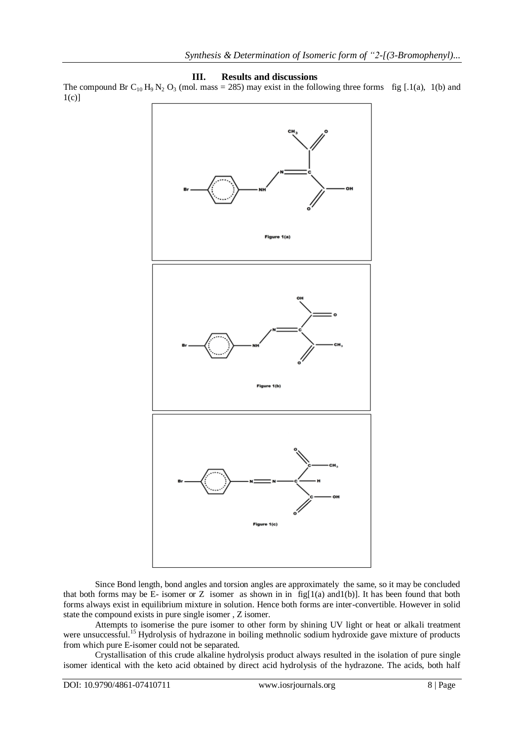## III. Results and discussions

The compound Br $C_{10} H_9 N_2 O_3$ (mol. mass = 285) may exist in the following three forms fig [.1(a), 1(b) and 1(c)]

Figure 1(a)

Figure 1(b)

Figure 1(c)

Since Bond length, bond angles and torsion angles are approximately the same, so it may be concluded that both forms may be E- isomer or Z isomer as shown in in fig[1(a) and1(b)]. It has been found that both forms always exist in equilibrium mixture in solution. Hence both forms are inter-convertible. However in solid state the compound exists in pure single isomer , Z isomer.

Attempts to isomerise the pure isomer to other form by shining UV light or heat or alkali treatment were unsuccessful.[15] Hydrolysis of hydrazone in boiling methnolic sodium hydroxide gave mixture of products from which pure E-isomer could not be separated.

Crystallisation of this crude alkaline hydrolysis product always resulted in the isolation of pure single isomer identical with the keto acid obtained by direct acid hydrolysis of the hydrazone. The acids, both half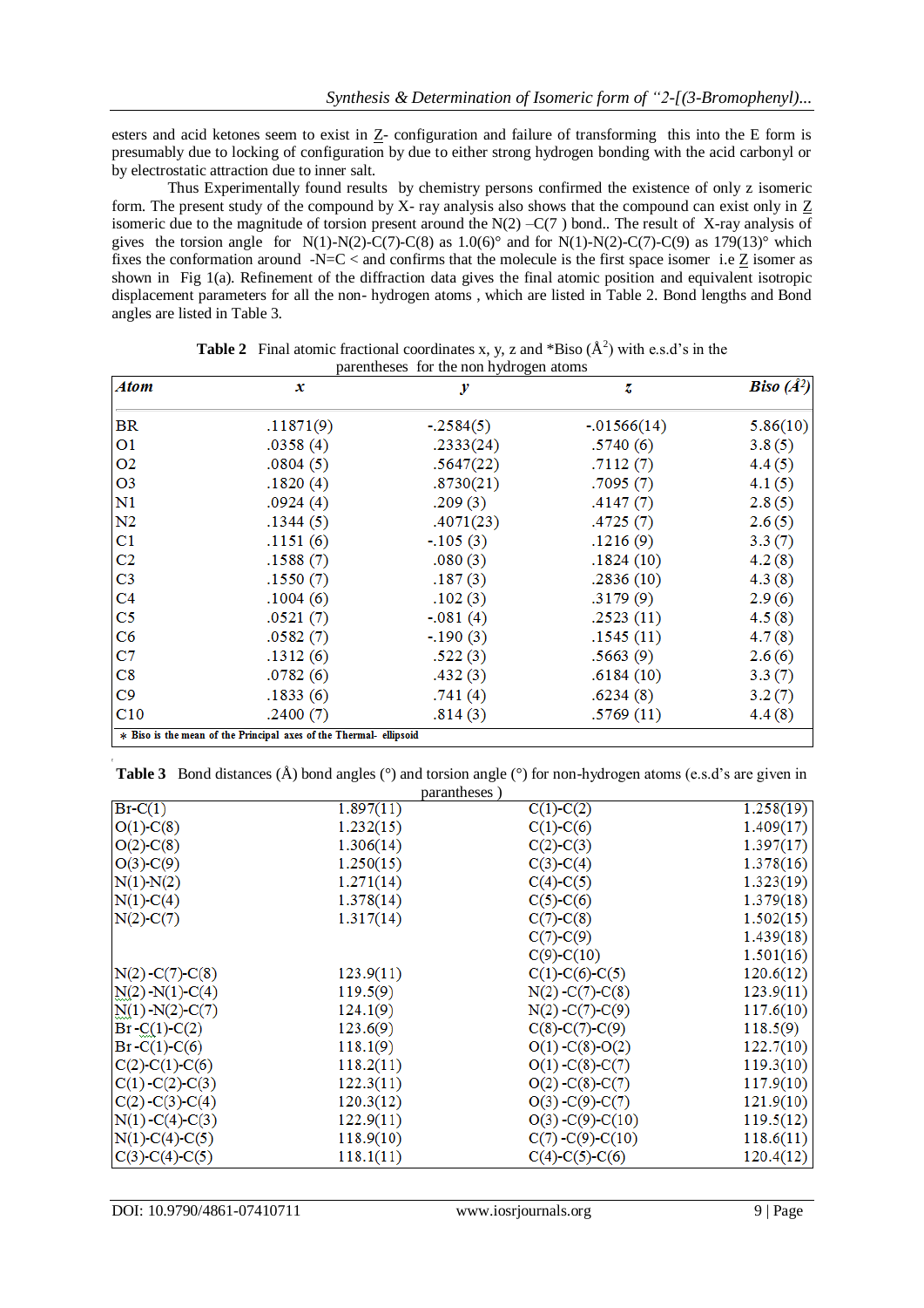esters and acid ketones seem to exist in Z- configuration and failure of transforming this into the E form is presumably due to locking of configuration by due to either strong hydrogen bonding with the acid carbonyl or by electrostatic attraction due to inner salt.

Thus Experimentally found results by chemistry persons confirmed the existence of only z isomeric form. The present study of the compound by X- ray analysis also shows that the compound can exist only in Z isomeric due to the magnitude of torsion present around the N(2) –C(7 ) bond.. The result of X-ray analysis of gives the torsion angle for N(1)-N(2)-C(7)-C(8) as 1.0(6)° and for N(1)-N(2)-C(7)-C(9) as 179(13)° which fixes the conformation around -N=C < and confirms that the molecule is the first space isomer i.e Z isomer as shown in Fig 1(a). Refinement of the diffraction data gives the final atomic position and equivalent isotropic displacement parameters for all the non- hydrogen atoms , which are listed in Table 2. Bond lengths and Bond angles are listed in Table 3.

**Table 2** Final atomic fractional coordinates x, y, z and *Biso (Å$^2$) with e.s.d's in the parentheses for the non hydrogen atoms

| *Atom* | *x* | *y* | *z* | *Biso (Å$^2$)* |
|---|---|---|---|---|
| BR | .11871(9) | -.2584(5) | -.01566(14) | 5.86(10) |
| O1 | .0358 (4) | .2333(24) | .5740 (6) | 3.8 (5) |
| O2 | .0804 (5) | .5647(22) | .7112 (7) | 4.4 (5) |
| O3 | .1820 (4) | .8730(21) | .7095 (7) | 4.1 (5) |
| N1 | .0924 (4) | .209 (3) | .4147 (7) | 2.8 (5) |
| N2 | .1344 (5) | .4071(23) | .4725 (7) | 2.6 (5) |
| C1 | .1151 (6) | -.105 (3) | .1216 (9) | 3.3 (7) |
| C2 | .1588 (7) | .080 (3) | .1824 (10) | 4.2 (8) |
| C3 | .1550 (7) | .187 (3) | .2836 (10) | 4.3 (8) |
| C4 | .1004 (6) | .102 (3) | .3179 (9) | 2.9 (6) |
| C5 | .0521 (7) | -.081 (4) | .2523 (11) | 4.5 (8) |
| C6 | .0582 (7) | -.190 (3) | .1545 (11) | 4.7 (8) |
| C7 | .1312 (6) | .522 (3) | .5663 (9) | 2.6 (6) |
| C8 | .0782 (6) | .432 (3) | .6184 (10) | 3.3 (7) |
| C9 | .1833 (6) | .741 (4) | .6234 (8) | 3.2 (7) |
| C10 | .2400 (7) | .814 (3) | .5769 (11) | 4.4 (8) |

∗ Biso is the mean of the Principal axes of the Thermal- ellipsoid

**Table 3** Bond distances (Å) bond angles (°) and torsion angle (°) for non-hydrogen atoms (e.s.d's are given in parantheses )

| | | | |
|---|---|---|---|
| Br-C(1) | 1.897(11) | C(1)-C(2) | 1.258(19) |
| O(1)-C(8) | 1.232(15) | C(1)-C(6) | 1.409(17) |
| O(2)-C(8) | 1.306(14) | C(2)-C(3) | 1.397(17) |
| O(3)-C(9) | 1.250(15) | C(3)-C(4) | 1.378(16) |
| N(1)-N(2) | 1.271(14) | C(4)-C(5) | 1.323(19) |
| N(1)-C(4) | 1.378(14) | C(5)-C(6) | 1.379(18) |
| N(2)-C(7) | 1.317(14) | C(7)-C(8) | 1.502(15) |
| | | C(7)-C(9) | 1.439(18) |
| | | C(9)-C(10) | 1.501(16) |
| N(2) -C(7)-C(8) | 123.9(11) | C(1)-C(6)-C(5) | 120.6(12) |
| N(2) -N(1)-C(4) | 119.5(9) | N(2) -C(7)-C(8) | 123.9(11) |
| N(1) -N(2)-C(7) | 124.1(9) | N(2) -C(7)-C(9) | 117.6(10) |
| Br -C(1)-C(2) | 123.6(9) | C(8)-C(7)-C(9) | 118.5(9) |
| Br -C(1)-C(6) | 118.1(9) | O(1) -C(8)-O(2) | 122.7(10) |
| C(2)-C(1)-C(6) | 118.2(11) | O(1) -C(8)-C(7) | 119.3(10) |
| C(1) -C(2)-C(3) | 122.3(11) | O(2) -C(8)-C(7) | 117.9(10) |
| C(2) -C(3)-C(4) | 120.3(12) | O(3) -C(9)-C(7) | 121.9(10) |
| N(1) -C(4)-C(3) | 122.9(11) | O(3) -C(9)-C(10) | 119.5(12) |
| N(1)-C(4)-C(5) | 118.9(10) | C(7) -C(9)-C(10) | 118.6(11) |
| C(3)-C(4)-C(5) | 118.1(11) | C(4)-C(5)-C(6) | 120.4(12) |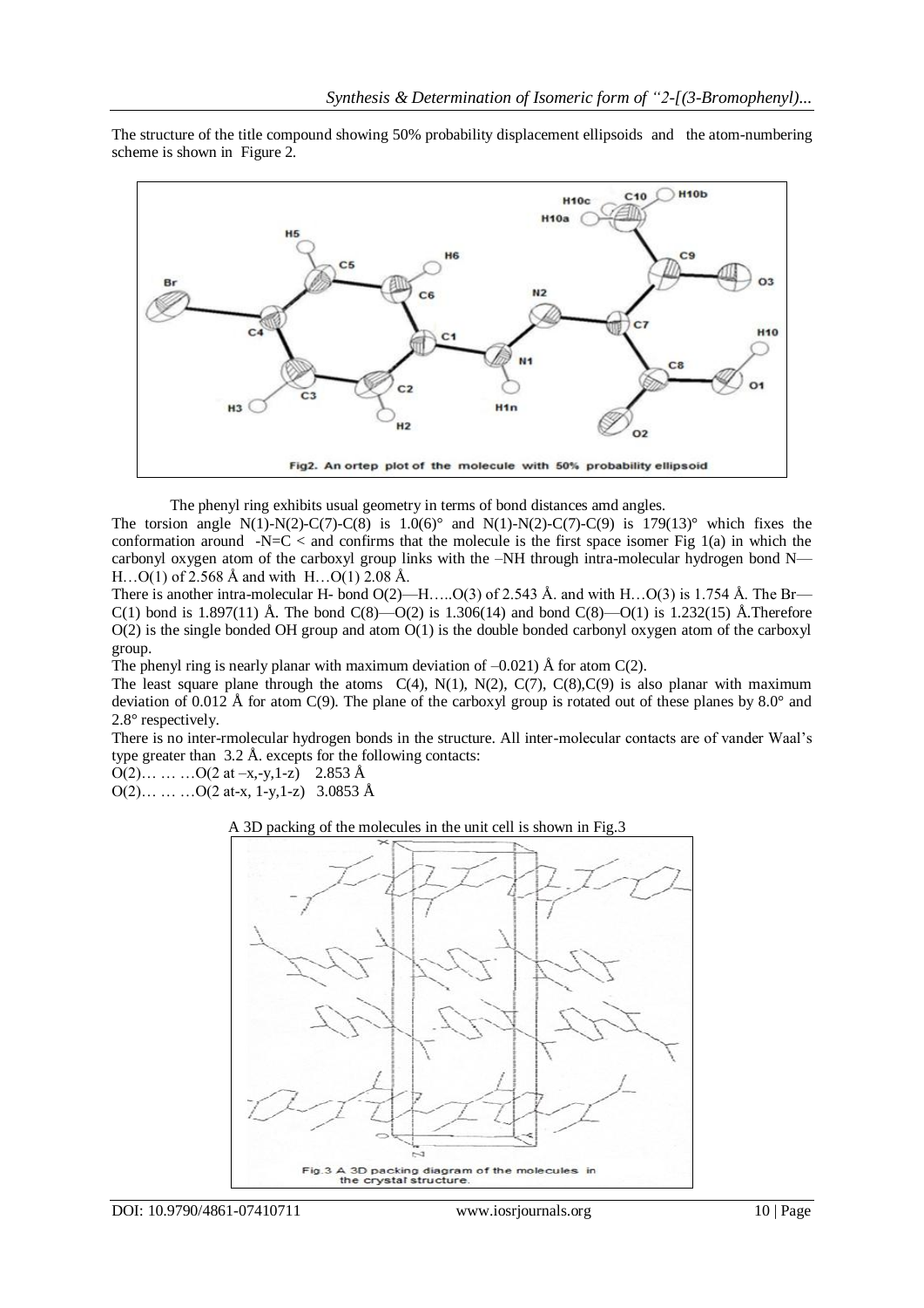The structure of the title compound showing 50% probability displacement ellipsoids and the atom-numbering scheme is shown in Figure 2.

Fig2. An ortep plot of the molecule with 50% probability ellipsoid

The phenyl ring exhibits usual geometry in terms of bond distances amd angles.

The torsion angle N(1)-N(2)-C(7)-C(8) is 1.0(6)° and N(1)-N(2)-C(7)-C(9) is 179(13)° which fixes the conformation around -N=C < and confirms that the molecule is the first space isomer Fig 1(a) in which the carbonyl oxygen atom of the carboxyl group links with the –NH through intra-molecular hydrogen bond N—H…O(1) of 2.568 Å and with H…O(1) 2.08 Å.

There is another intra-molecular H- bond O(2)—H…..O(3) of 2.543 Å. and with H…O(3) is 1.754 Å. The Br—C(1) bond is 1.897(11) Å. The bond C(8)—O(2) is 1.306(14) and bond C(8)—O(1) is 1.232(15) Å.Therefore O(2) is the single bonded OH group and atom O(1) is the double bonded carbonyl oxygen atom of the carboxyl group.

The phenyl ring is nearly planar with maximum deviation of –0.021) Å for atom C(2).

The least square plane through the atoms C(4), N(1), N(2), C(7), C(8),C(9) is also planar with maximum deviation of 0.012 Å for atom C(9). The plane of the carboxyl group is rotated out of these planes by 8.0° and 2.8° respectively.

There is no inter-rmolecular hydrogen bonds in the structure. All inter-molecular contacts are of vander Waal's type greater than 3.2 Å. excepts for the following contacts:

O(2)… … …O(2 at –x,-y,1-z) 2.853 Å

O(2)… … …O(2 at-x, 1-y,1-z) 3.0853 Å

A 3D packing of the molecules in the unit cell is shown in Fig.3

Fig.3 A 3D packing diagram of the molecules in the crystal structure.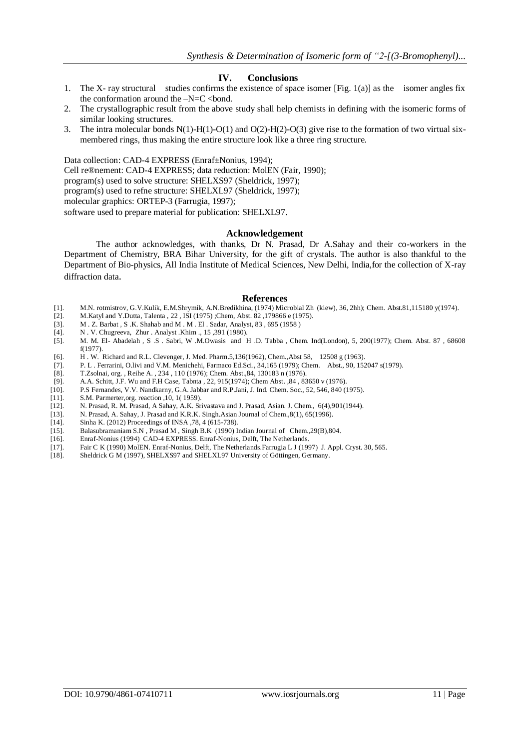## IV. Conclusions

1. The X- ray structural studies confirms the existence of space isomer [Fig. 1(a)] as the isomer angles fix the conformation around the –N=C <bond.
2. The crystallographic result from the above study shall help chemists in defining with the isomeric forms of similar looking structures.
3. The intra molecular bonds N(1)-H(1)-O(1) and O(2)-H(2)-O(3) give rise to the formation of two virtual six-membered rings, thus making the entire structure look like a three ring structure.

Data collection: CAD-4 EXPRESS (Enraf±Nonius, 1994);
Cell re®nement: CAD-4 EXPRESS; data reduction: MolEN (Fair, 1990);
program(s) used to solve structure: SHELXS97 (Sheldrick, 1997);
program(s) used to refne structure: SHELXL97 (Sheldrick, 1997);
molecular graphics: ORTEP-3 (Farrugia, 1997);
software used to prepare material for publication: SHELXL97.

## Acknowledgement

The author acknowledges, with thanks, Dr N. Prasad, Dr A.Sahay and their co-workers in the Department of Chemistry, BRA Bihar University, for the gift of crystals. The author is also thankful to the Department of Bio-physics, All India Institute of Medical Sciences, New Delhi, India,for the collection of X-ray diffraction data.

## References

[1]. M.N. rotmistrov, G.V.Kulik, E.M.Shrymik, A.N.Bredikhina, (1974) Microbial Zh (kiew), 36, 2hh); Chem. Abst.81,115180 y(1974).
[2]. M.Katyl and Y.Dutta, Talenta , 22 , ISI (1975) ;Chem, Abst. 82 ,179866 e (1975).
[3]. M . Z. Barbat , S .K. Shahab and M . M . El . Sadar, Analyst, 83 , 695 (1958 )
[4]. N . V. Chugreeva, Zhur . Analyst .Khim ., 15 ,391 (1980).
[5]. M. M. El- Abadelah , S .S . Sabri, W .M.Owasis and H .D. Tabba , Chem. Ind(London), 5, 200(1977); Chem. Abst. 87 , 68608 f(1977).
[6]. H . W. Richard and R.L. Clevenger, J. Med. Pharm.5,136(1962), Chem.,Abst 58, 12508 g (1963).
[7]. P. L . Ferrarini, O.livi and V.M. Menichehi, Farmaco Ed.Sci., 34,165 (1979); Chem. Abst., 90, 152047 s(1979).
[8]. T.Zsolnai, org. , Reihe A. , 234 , 110 (1976); Chem. Abst.,84, 130183 n (1976).
[9]. A.A. Schitt, J.F. Wu and F.H Case, Tabnta , 22, 915(1974); Chem Abst. ,84 , 83650 v (1976).
[10]. P.S Fernandes, V.V. Nandkarny, G.A. Jabbar and R.P.Jani, J. Ind. Chem. Soc., 52, 546, 840 (1975).
[11]. S.M. Parmerter,org. reaction ,10, 1( 1959).
[12]. N. Prasad, R. M. Prasad, A Sahay, A.K. Srivastava and J. Prasad, Asian. J. Chem., 6(4),901(1944).
[13]. N. Prasad, A. Sahay, J. Prasad and K.R.K. Singh.Asian Journal of Chem.,8(1), 65(1996).
[14]. Sinha K. (2012) Proceedings of INSA ,78, 4 (615-738).
[15]. Balasubramaniam S.N , Prasad M , Singh B.K (1990) Indian Journal of Chem.,29(B),804.
[16]. Enraf-Nonius (1994) CAD-4 EXPRESS. Enraf-Nonius, Delft, The Netherlands.
[17]. Fair C K (1990) MolEN. Enraf-Nonius, Delft, The Netherlands.Farrugia L J (1997) J. Appl. Cryst. 30, 565.
[18]. Sheldrick G M (1997), SHELXS97 and SHELXL97 University of Göttingen, Germany.